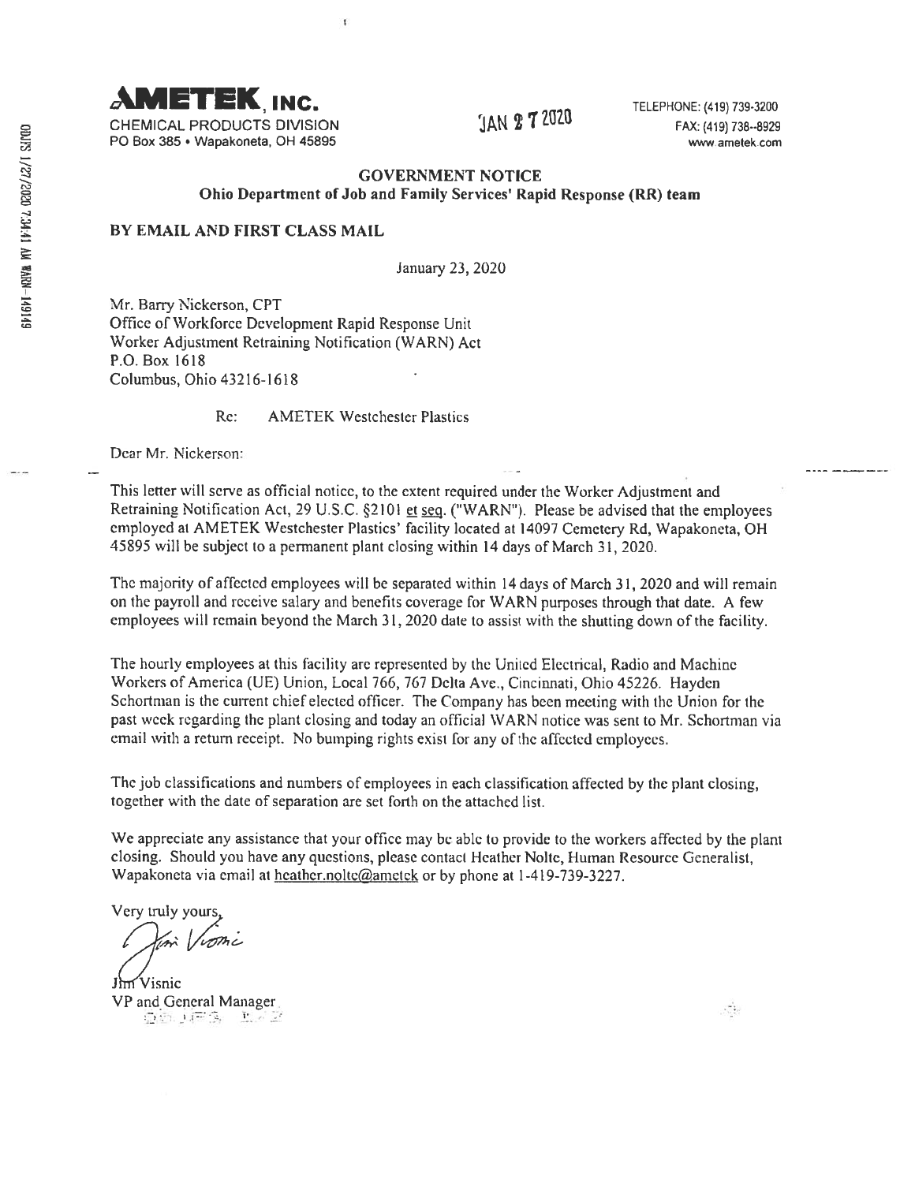**AMETEK, INC.**
CHEMICAL PRODUCTS DIVISION
PO Box 385 • Wapakoneta, OH 45895

JAN 27 2020

TELEPHONE: (419) 739-3200
FAX: (419) 738--8929
www.ametek.com

**GOVERNMENT NOTICE**
**Ohio Department of Job and Family Services' Rapid Response (RR) team**

**BY EMAIL AND FIRST CLASS MAIL**

January 23, 2020

Mr. Barry Nickerson, CPT
Office of Workforce Development Rapid Response Unit
Worker Adjustment Retraining Notification (WARN) Act
P.O. Box 1618
Columbus, Ohio 43216-1618

Re: AMETEK Westchester Plastics

Dear Mr. Nickerson:

This letter will serve as official notice, to the extent required under the Worker Adjustment and Retraining Notification Act, 29 U.S.C. §2101 et seq. ("WARN"). Please be advised that the employees employed at AMETEK Westchester Plastics' facility located at 14097 Cemetery Rd, Wapakoneta, OH 45895 will be subject to a permanent plant closing within 14 days of March 31, 2020.

The majority of affected employees will be separated within 14 days of March 31, 2020 and will remain on the payroll and receive salary and benefits coverage for WARN purposes through that date. A few employees will remain beyond the March 31, 2020 date to assist with the shutting down of the facility.

The hourly employees at this facility are represented by the United Electrical, Radio and Machine Workers of America (UE) Union, Local 766, 767 Delta Ave., Cincinnati, Ohio 45226. Hayden Schortman is the current chief elected officer. The Company has been meeting with the Union for the past week regarding the plant closing and today an official WARN notice was sent to Mr. Schortman via email with a return receipt. No bumping rights exist for any of the affected employees.

The job classifications and numbers of employees in each classification affected by the plant closing, together with the date of separation are set forth on the attached list.

We appreciate any assistance that your office may be able to provide to the workers affected by the plant closing. Should you have any questions, please contact Heather Nolte, Human Resource Generalist, Wapakoneta via email at heather.nolte@ametek or by phone at 1-419-739-3227.

Very truly yours,

Jim Visnic
VP and General Manager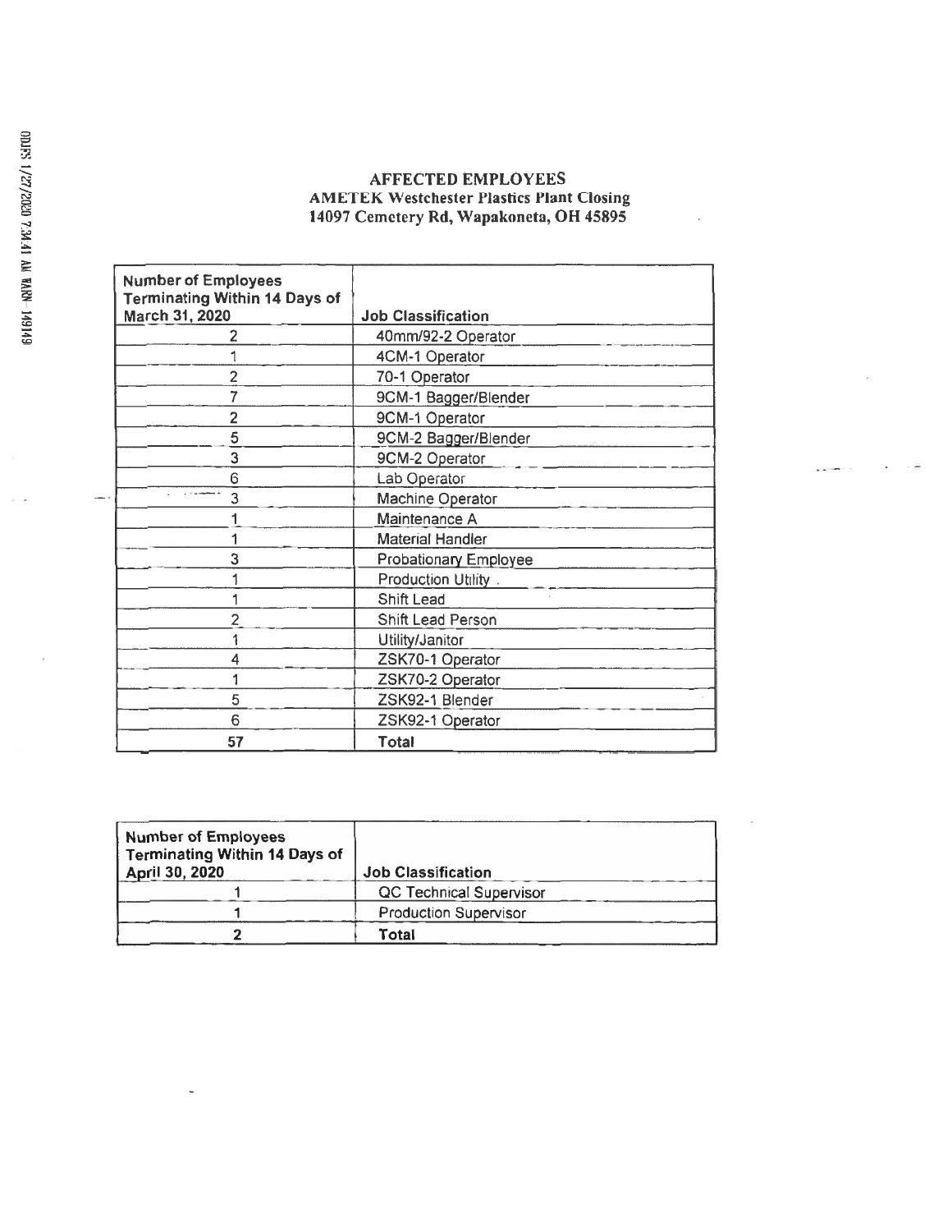# AFFECTED EMPLOYEES

## AMETEK Westchester Plastics Plant Closing

## 14097 Cemetery Rd, Wapakoneta, OH 45895

| Number of Employees Terminating Within 14 Days of March 31, 2020 | Job Classification |
|---|---|
| 2 | 40mm/92-2 Operator |
| 1 | 4CM-1 Operator |
| 2 | 70-1 Operator |
| 7 | 9CM-1 Bagger/Blender |
| 2 | 9CM-1 Operator |
| 5 | 9CM-2 Bagger/Blender |
| 3 | 9CM-2 Operator |
| 6 | Lab Operator |
| 3 | Machine Operator |
| 1 | Maintenance A |
| 1 | Material Handler |
| 3 | Probationary Employee |
| 1 | Production Utility |
| 1 | Shift Lead |
| 2 | Shift Lead Person |
| 1 | Utility/Janitor |
| 4 | ZSK70-1 Operator |
| 1 | ZSK70-2 Operator |
| 5 | ZSK92-1 Blender |
| 6 | ZSK92-1 Operator |
| **57** | **Total** |

| Number of Employees Terminating Within 14 Days of April 30, 2020 | Job Classification |
|---|---|
| 1 | QC Technical Supervisor |
| 1 | Production Supervisor |
| **2** | **Total** |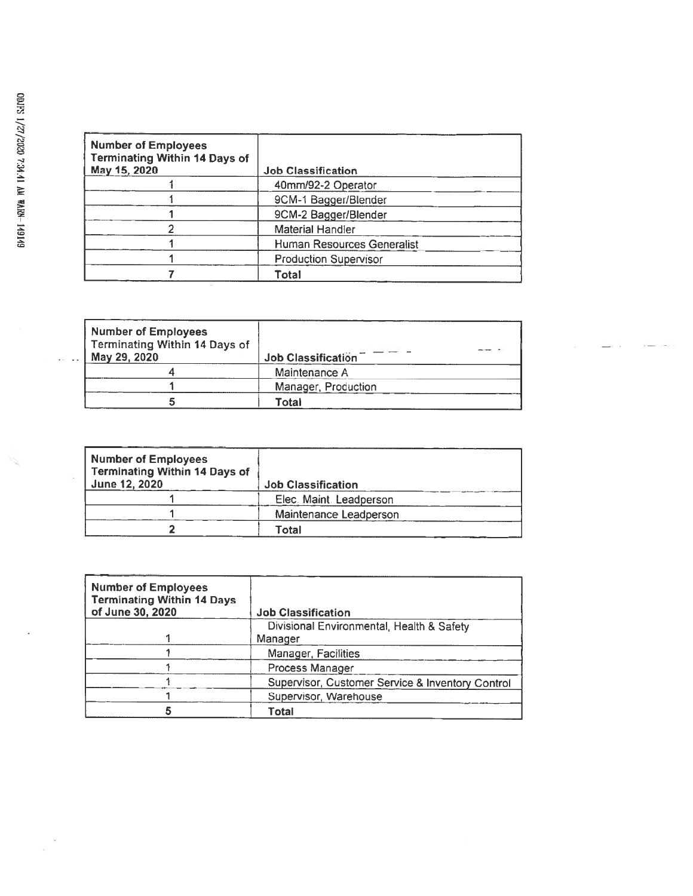| Number of Employees Terminating Within 14 Days of May 15, 2020 | Job Classification |
|---|---|
| 1 | 40mm/92-2 Operator |
| 1 | 9CM-1 Bagger/Blender |
| 1 | 9CM-2 Bagger/Blender |
| 2 | Material Handler |
| 1 | Human Resources Generalist |
| 1 | Production Supervisor |
| 7 | **Total** |

| Number of Employees Terminating Within 14 Days of May 29, 2020 | Job Classification |
|---|---|
| 4 | Maintenance A |
| 1 | Manager, Production |
| 5 | **Total** |

| Number of Employees Terminating Within 14 Days of June 12, 2020 | Job Classification |
|---|---|
| 1 | Elec. Maint. Leadperson |
| 1 | Maintenance Leadperson |
| 2 | **Total** |

| Number of Employees Terminating Within 14 Days of June 30, 2020 | Job Classification |
|---|---|
| 1 | Divisional Environmental, Health & Safety Manager |
| 1 | Manager, Facilities |
| 1 | Process Manager |
| 1 | Supervisor, Customer Service & Inventory Control |
| 1 | Supervisor, Warehouse |
| 5 | **Total** |